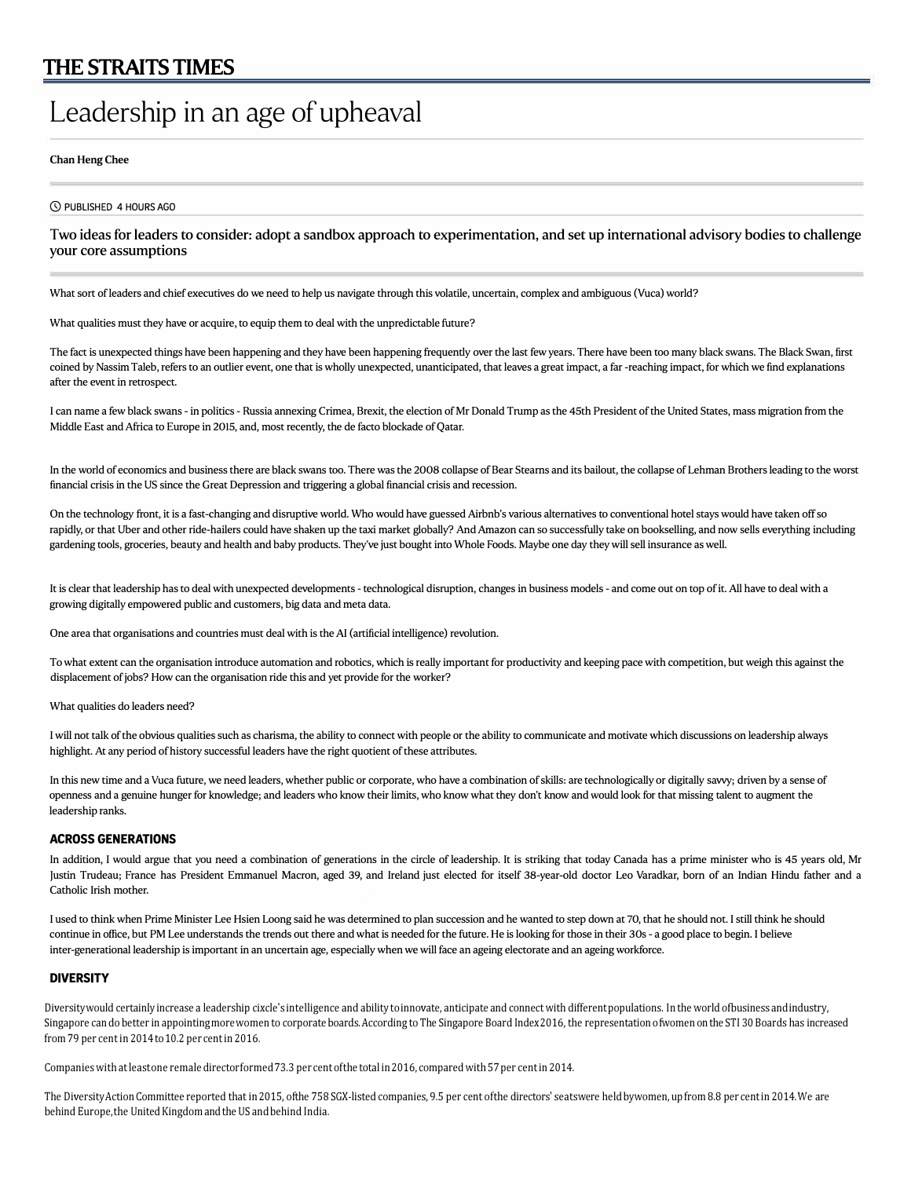# Leadership in an age of upheaval

**Chan Heng Chee**

PUBLISHED 4 HOURS AGO

**Two ideas for leaders to consider: adopt a sandbox approach to experimentation, and set up international advisory bodies to challenge your core assumptions**

What sort of leaders and chief executives do we need to help us navigate through this volatile, uncertain, complex and ambiguous (Vuca) world?

What qualities must they have or acquire, to equip them to deal with the unpredictable future?

The fact is unexpected things have been happening and they have been happening frequently over the last few years. There have been too many black swans. The Black Swan, first coined by Nassim Taleb, refers to an outlier event, one that is wholly unexpected, unanticipated, that leaves a great impact, a far -reaching impact, for which we find explanations after the event in retrospect.

I can name a few black swans - in politics - Russia annexing Crimea, Brexit, the election of Mr Donald Trump as the 45th President of the United States, mass migration from the Middle East and Africa to Europe in 2015, and, most recently, the de facto blockade of Qatar.

In the world of economics and business there are black swans too. There was the 2008 collapse of Bear Stearns and its bailout, the collapse of Lehman Brothers leading to the worst financial crisis in the US since the Great Depression and triggering a global financial crisis and recession.

On the technology front, it is a fast-changing and disruptive world. Who would have guessed Airbnb's various alternatives to conventional hotel stays would have taken off so rapidly, or that Uber and other ride-hailers could have shaken up the taxi market globally? And Amazon can so successfully take on bookselling, and now sells everything including gardening tools, groceries, beauty and health and baby products. They've just bought into Whole Foods. Maybe one day they will sell insurance as well.

It is clear that leadership has to deal with unexpected developments - technological disruption, changes in business models - and come out on top of it. All have to deal with a growing digitally empowered public and customers, big data and meta data.

One area that organisations and countries must deal with is the AI (artificial intelligence) revolution.

To what extent can the organisation introduce automation and robotics, which is really important for productivity and keeping pace with competition, but weigh this against the displacement of jobs? How can the organisation ride this and yet provide for the worker?

What qualities do leaders need?

I will not talk of the obvious qualities such as charisma, the ability to connect with people or the ability to communicate and motivate which discussions on leadership always highlight. At any period of history successful leaders have the right quotient of these attributes.

In this new time and a Vuca future, we need leaders, whether public or corporate, who have a combination of skills: are technologically or digitally savvy; driven by a sense of openness and a genuine hunger for knowledge; and leaders who know their limits, who know what they don't know and would look for that missing talent to augment the leadership ranks.

### ACROSS GENERATIONS

In addition, I would argue that you need a combination of generations in the circle of leadership. It is striking that today Canada has a prime minister who is 45 years old, Mr Justin Trudeau; France has President Emmanuel Macron, aged 39, and Ireland just elected for itself 38-year-old doctor Leo Varadkar, born of an Indian Hindu father and a Catholic Irish mother.

I used to think when Prime Minister Lee Hsien Loong said he was determined to plan succession and he wanted to step down at 70, that he should not. I still think he should continue in office, but PM Lee understands the trends out there and what is needed for the future. He is looking for those in their 30s - a good place to begin. I believe inter-generational leadership is important in an uncertain age, especially when we will face an ageing electorate and an ageing workforce.

### DIVERSITY

Diversity would certainly increase a leadership cixcle's intelligence and ability to innovate, anticipate and connect with different populations. In the world of business and industry, Singapore can do better in appointing more women to corporate boards. According to The Singapore Board Index 2016, the representation of women on the STI 30 Boards has increased from 79 per cent in 2014 to 10.2 per cent in 2016.

Companies with at least one remale director formed 73.3 per cent of the total in 2016, compared with 57 per cent in 2014.

The Diversity Action Committee reported that in 2015, of the 758 SGX-listed companies, 9.5 per cent of the directors' seats were held by women, up from 8.8 per cent in 2014. We are behind Europe, the United Kingdom and the US and behind India.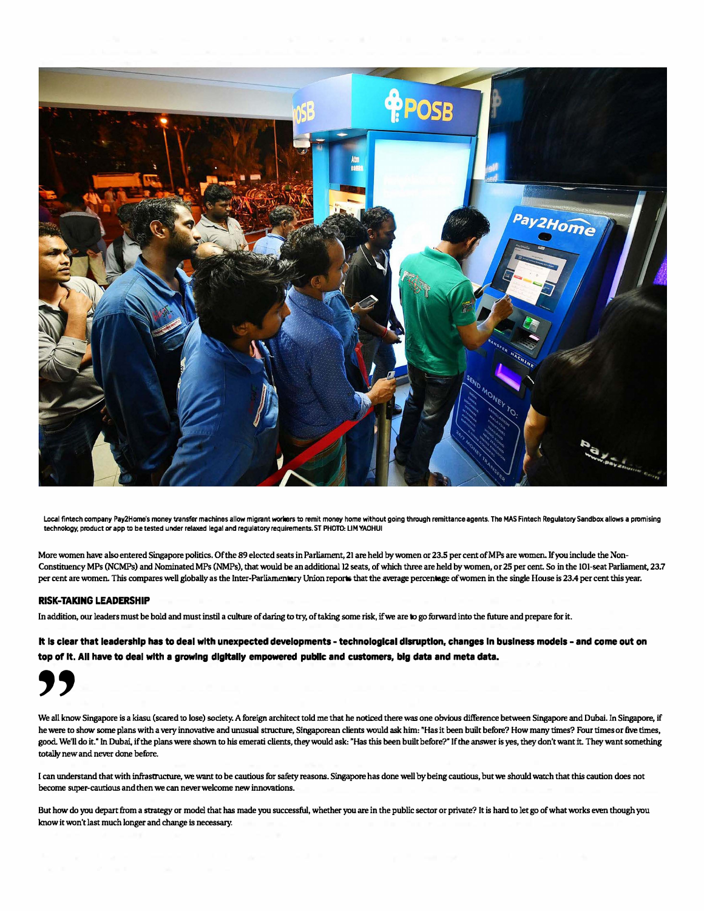Local fintech company Pay2Home's money transfer machines allow migrant workers to remit money home without going through remittance agents. The MAS Fintech Regulatory Sandbox allows a promising technology, product or app to be tested under relaxed legal and regulatory requirements. ST PHOTO: LIM YAOHUI

More women have also entered Singapore politics. Of the 89 elected seats in Parliament, 21 are held by women or 23.5 per cent of MPs are women. If you include the Non-Constituency MPs (NCMPs) and Nominated MPs (NMPs), that would be an additional 12 seats, of which three are held by women, or 25 per cent. So in the 101-seat Parliament, 23.7 per cent are women. This compares well globally as the Inter-Parliamentary Union reports that the average percentage of women in the single House is 23.4 per cent this year.

### RISK-TAKING LEADERSHIP

In addition, our leaders must be bold and must instil a culture of daring to try, of taking some risk, if we are to go forward into the future and prepare for it.

**It is clear that leadership has to deal with unexpected developments - technological disruption, changes in business models - and come out on top of it. All have to deal with a growing digitally empowered public and customers, big data and meta data.**

We all know Singapore is a kiasu (scared to lose) society. A foreign architect told me that he noticed there was one obvious difference between Singapore and Dubai. In Singapore, if he were to show some plans with a very innovative and unusual structure, Singaporean clients would ask him: "Has it been built before? How many times? Four times or five times, good. We'll do it." In Dubai, if the plans were shown to his emerati clients, they would ask: "Has this been built before?" If the answer is yes, they don't want it. They want something totally new and never done before.

I can understand that with infrastructure, we want to be cautious for safety reasons. Singapore has done well by being cautious, but we should watch that this caution does not become super-cautious and then we can never welcome new innovations.

But how do you depart from a strategy or model that has made you successful, whether you are in the public sector or private? It is hard to let go of what works even though you know it won't last much longer and change is necessary.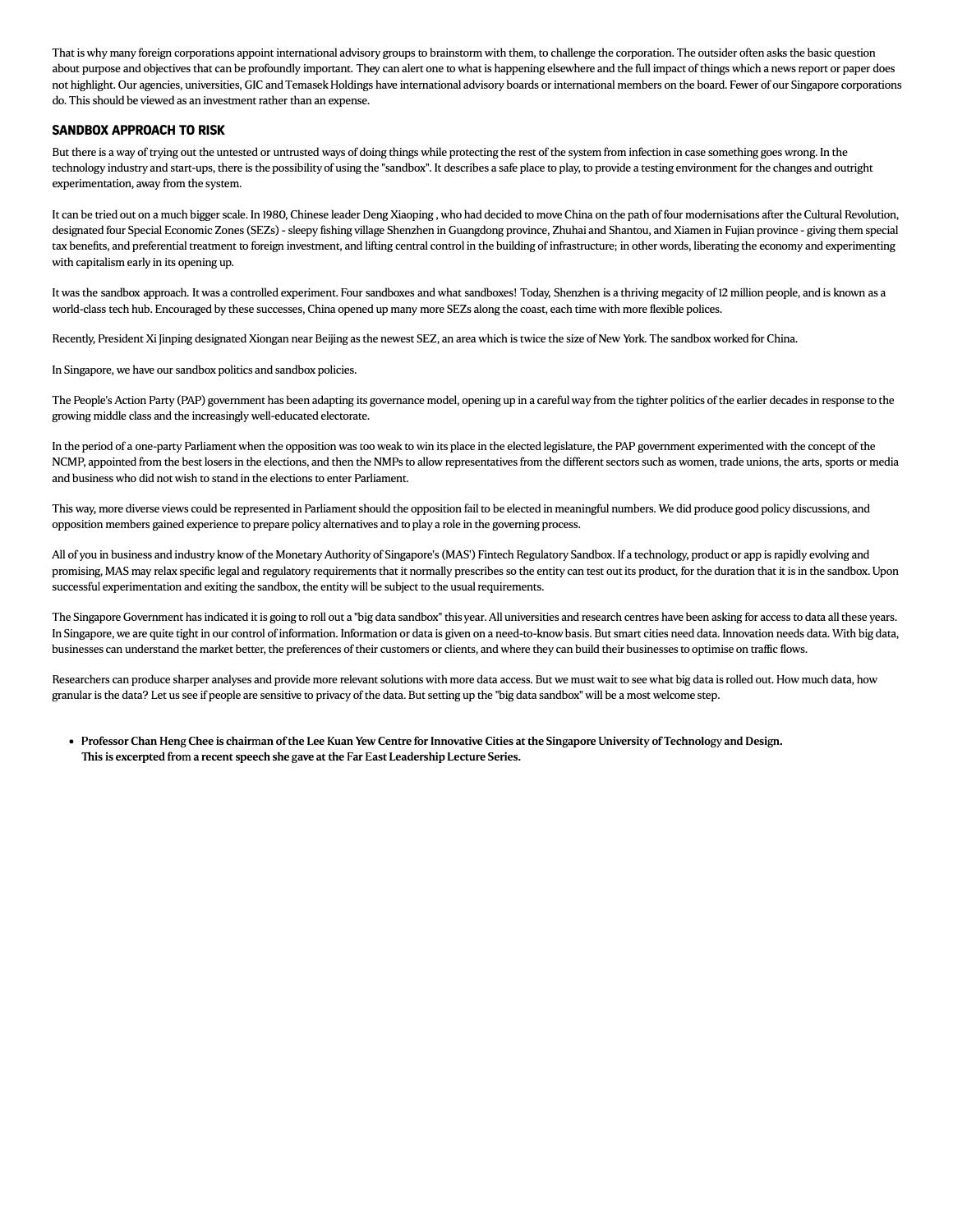That is why many foreign corporations appoint international advisory groups to brainstorm with them, to challenge the corporation. The outsider often asks the basic question about purpose and objectives that can be profoundly important. They can alert one to what is happening elsewhere and the full impact of things which a news report or paper does not highlight. Our agencies, universities, GIC and Temasek Holdings have international advisory boards or international members on the board. Fewer of our Singapore corporations do. This should be viewed as an investment rather than an expense.

## SANDBOX APPROACH TO RISK

But there is a way of trying out the untested or untrusted ways of doing things while protecting the rest of the system from infection in case something goes wrong. In the technology industry and start-ups, there is the possibility of using the "sandbox". It describes a safe place to play, to provide a testing environment for the changes and outright experimentation, away from the system.

It can be tried out on a much bigger scale. In 1980, Chinese leader Deng Xiaoping , who had decided to move China on the path of four modernisations after the Cultural Revolution, designated four Special Economic Zones (SEZs) - sleepy fishing village Shenzhen in Guangdong province, Zhuhai and Shantou, and Xiamen in Fujian province - giving them special tax benefits, and preferential treatment to foreign investment, and lifting central control in the building of infrastructure; in other words, liberating the economy and experimenting with capitalism early in its opening up.

It was the sandbox approach. It was a controlled experiment. Four sandboxes and what sandboxes! Today, Shenzhen is a thriving megacity of 12 million people, and is known as a world-class tech hub. Encouraged by these successes, China opened up many more SEZs along the coast, each time with more flexible polices.

Recently, President Xi Jinping designated Xiongan near Beijing as the newest SEZ, an area which is twice the size of New York. The sandbox worked for China.

In Singapore, we have our sandbox politics and sandbox policies.

The People's Action Party (PAP) government has been adapting its governance model, opening up in a careful way from the tighter politics of the earlier decades in response to the growing middle class and the increasingly well-educated electorate.

In the period of a one-party Parliament when the opposition was too weak to win its place in the elected legislature, the PAP government experimented with the concept of the NCMP, appointed from the best losers in the elections, and then the NMPs to allow representatives from the different sectors such as women, trade unions, the arts, sports or media and business who did not wish to stand in the elections to enter Parliament.

This way, more diverse views could be represented in Parliament should the opposition fail to be elected in meaningful numbers. We did produce good policy discussions, and opposition members gained experience to prepare policy alternatives and to play a role in the governing process.

All of you in business and industry know of the Monetary Authority of Singapore's (MAS') Fintech Regulatory Sandbox. If a technology, product or app is rapidly evolving and promising, MAS may relax specific legal and regulatory requirements that it normally prescribes so the entity can test out its product, for the duration that it is in the sandbox. Upon successful experimentation and exiting the sandbox, the entity will be subject to the usual requirements.

The Singapore Government has indicated it is going to roll out a "big data sandbox" this year. All universities and research centres have been asking for access to data all these years. In Singapore, we are quite tight in our control of information. Information or data is given on a need-to-know basis. But smart cities need data. Innovation needs data. With big data, businesses can understand the market better, the preferences of their customers or clients, and where they can build their businesses to optimise on traffic flows.

Researchers can produce sharper analyses and provide more relevant solutions with more data access. But we must wait to see what big data is rolled out. How much data, how granular is the data? Let us see if people are sensitive to privacy of the data. But setting up the "big data sandbox" will be a most welcome step.

- **Professor Chan Heng Chee is chairman of the Lee Kuan Yew Centre for Innovative Cities at the Singapore University of Technology and Design. This is excerpted from a recent speech she gave at the Far East Leadership Lecture Series.**